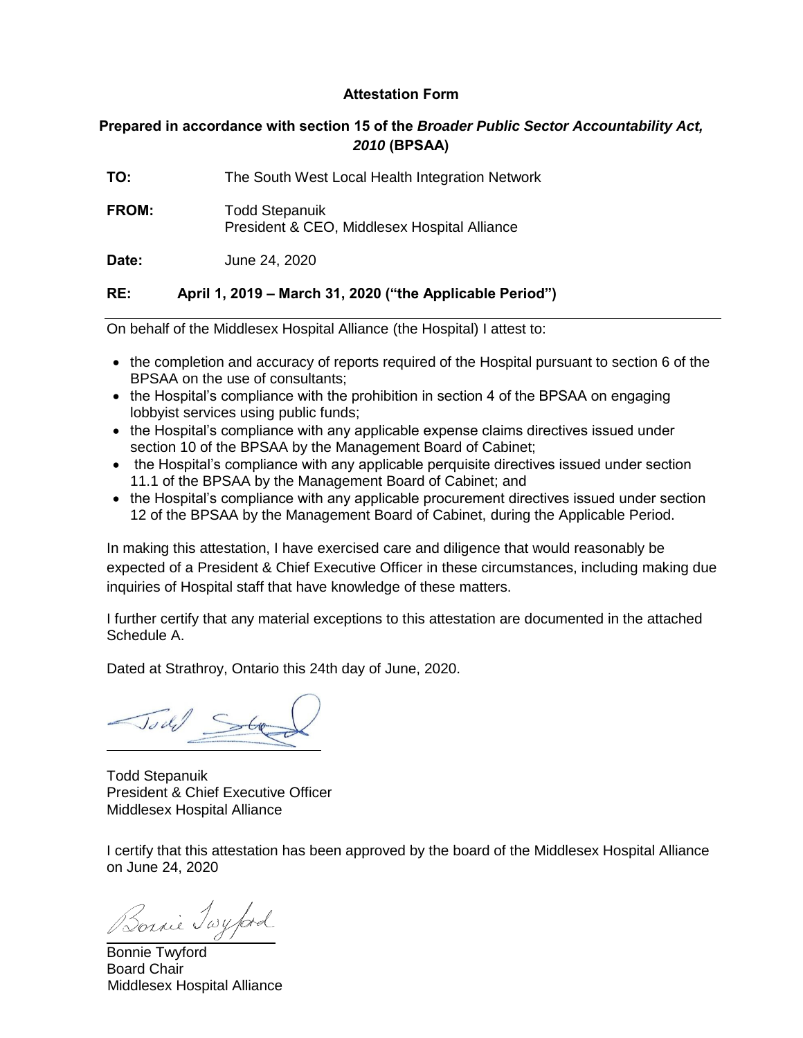**Attestation Form**

**Prepared in accordance with section 15 of the *Broader Public Sector Accountability Act, 2010* (BPSAA)**

**TO:** The South West Local Health Integration Network

**FROM:** Todd Stepanuik
President & CEO, Middlesex Hospital Alliance

**Date:** June 24, 2020

**RE: April 1, 2019 – March 31, 2020 ("the Applicable Period")**

---

On behalf of the Middlesex Hospital Alliance (the Hospital) I attest to:

- the completion and accuracy of reports required of the Hospital pursuant to section 6 of the BPSAA on the use of consultants;
- the Hospital's compliance with the prohibition in section 4 of the BPSAA on engaging lobbyist services using public funds;
- the Hospital's compliance with any applicable expense claims directives issued under section 10 of the BPSAA by the Management Board of Cabinet;
- the Hospital's compliance with any applicable perquisite directives issued under section 11.1 of the BPSAA by the Management Board of Cabinet; and
- the Hospital's compliance with any applicable procurement directives issued under section 12 of the BPSAA by the Management Board of Cabinet, during the Applicable Period.

In making this attestation, I have exercised care and diligence that would reasonably be expected of a President & Chief Executive Officer in these circumstances, including making due inquiries of Hospital staff that have knowledge of these matters.

I further certify that any material exceptions to this attestation are documented in the attached Schedule A.

Dated at Strathroy, Ontario this 24th day of June, 2020.

Todd Stepanuik
President & Chief Executive Officer
Middlesex Hospital Alliance

I certify that this attestation has been approved by the board of the Middlesex Hospital Alliance on June 24, 2020

Bonnie Twyford
Board Chair
Middlesex Hospital Alliance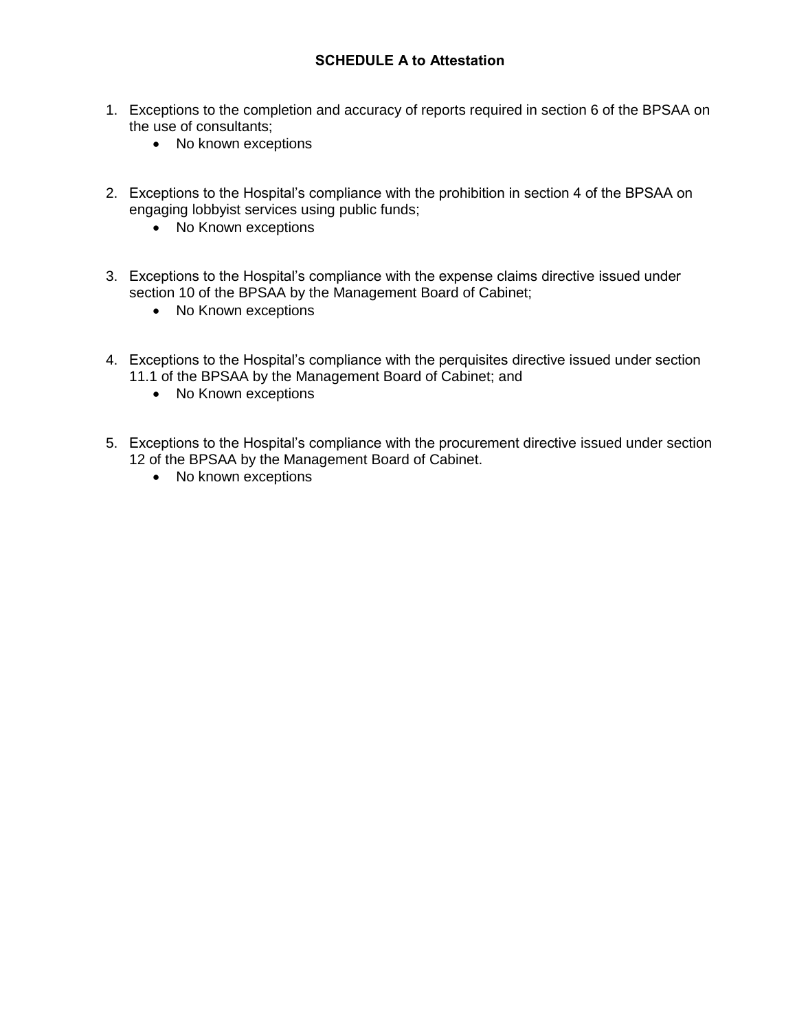**SCHEDULE A to Attestation**

1. Exceptions to the completion and accuracy of reports required in section 6 of the BPSAA on the use of consultants;
   - No known exceptions

2. Exceptions to the Hospital's compliance with the prohibition in section 4 of the BPSAA on engaging lobbyist services using public funds;
   - No Known exceptions

3. Exceptions to the Hospital's compliance with the expense claims directive issued under section 10 of the BPSAA by the Management Board of Cabinet;
   - No Known exceptions

4. Exceptions to the Hospital's compliance with the perquisites directive issued under section 11.1 of the BPSAA by the Management Board of Cabinet; and
   - No Known exceptions

5. Exceptions to the Hospital's compliance with the procurement directive issued under section 12 of the BPSAA by the Management Board of Cabinet.
   - No known exceptions